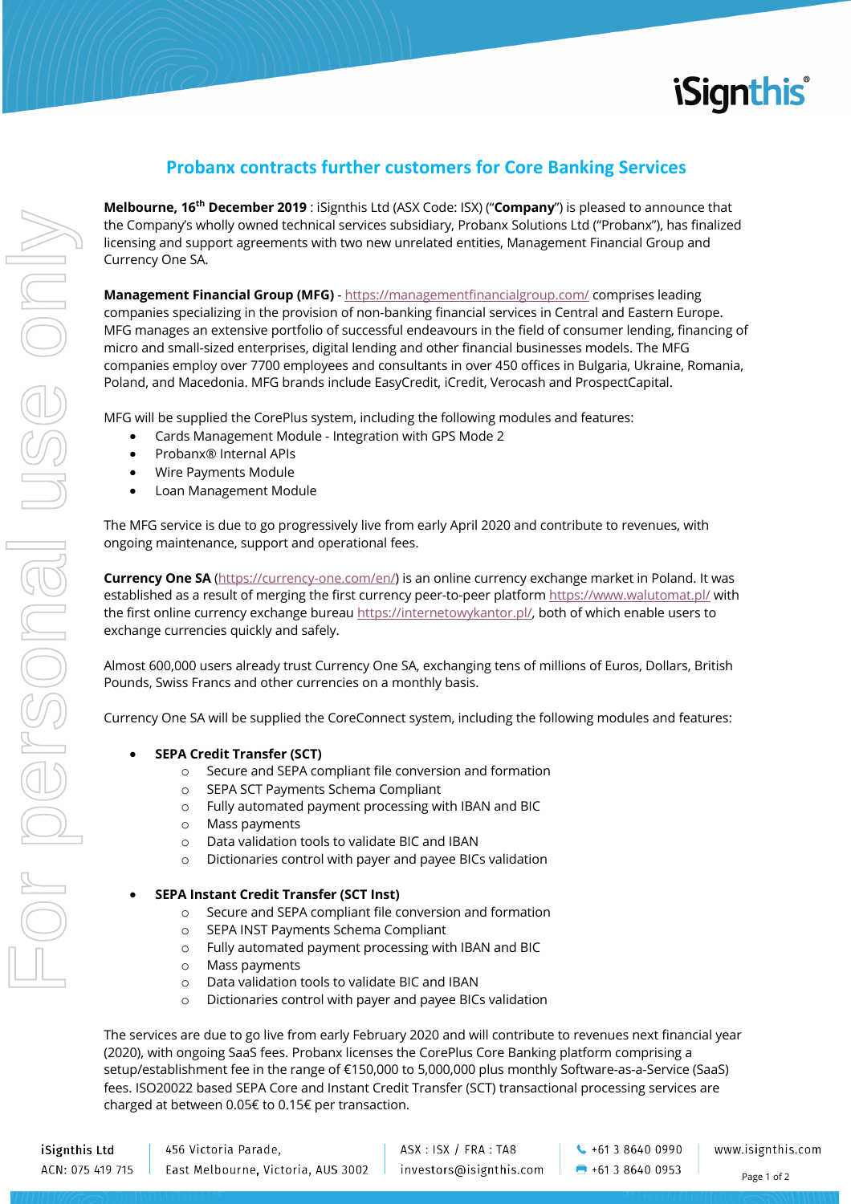# Probanx contracts further customers for Core Banking Services

**Melbourne, 16th December 2019** : iSignthis Ltd (ASX Code: ISX) ("**Company**") is pleased to announce that the Company's wholly owned technical services subsidiary, Probanx Solutions Ltd ("Probanx"), has finalized licensing and support agreements with two new unrelated entities, Management Financial Group and Currency One SA.

**Management Financial Group (MFG)** - https://managementfinancialgroup.com/ comprises leading companies specializing in the provision of non-banking financial services in Central and Eastern Europe. MFG manages an extensive portfolio of successful endeavours in the field of consumer lending, financing of micro and small-sized enterprises, digital lending and other financial businesses models. The MFG companies employ over 7700 employees and consultants in over 450 offices in Bulgaria, Ukraine, Romania, Poland, and Macedonia. MFG brands include EasyCredit, iCredit, Verocash and ProspectCapital.

MFG will be supplied the CorePlus system, including the following modules and features:

- Cards Management Module - Integration with GPS Mode 2
- Probanx® Internal APIs
- Wire Payments Module
- Loan Management Module

The MFG service is due to go progressively live from early April 2020 and contribute to revenues, with ongoing maintenance, support and operational fees.

**Currency One SA** (https://currency-one.com/en/) is an online currency exchange market in Poland. It was established as a result of merging the first currency peer-to-peer platform https://www.walutomat.pl/ with the first online currency exchange bureau https://internetowykantor.pl/, both of which enable users to exchange currencies quickly and safely.

Almost 600,000 users already trust Currency One SA, exchanging tens of millions of Euros, Dollars, British Pounds, Swiss Francs and other currencies on a monthly basis.

Currency One SA will be supplied the CoreConnect system, including the following modules and features:

- **SEPA Credit Transfer (SCT)**
  - Secure and SEPA compliant file conversion and formation
  - SEPA SCT Payments Schema Compliant
  - Fully automated payment processing with IBAN and BIC
  - Mass payments
  - Data validation tools to validate BIC and IBAN
  - Dictionaries control with payer and payee BICs validation

- **SEPA Instant Credit Transfer (SCT Inst)**
  - Secure and SEPA compliant file conversion and formation
  - SEPA INST Payments Schema Compliant
  - Fully automated payment processing with IBAN and BIC
  - Mass payments
  - Data validation tools to validate BIC and IBAN
  - Dictionaries control with payer and payee BICs validation

The services are due to go live from early February 2020 and will contribute to revenues next financial year (2020), with ongoing SaaS fees. Probanx licenses the CorePlus Core Banking platform comprising a setup/establishment fee in the range of €150,000 to 5,000,000 plus monthly Software-as-a-Service (SaaS) fees. ISO20022 based SEPA Core and Instant Credit Transfer (SCT) transactional processing services are charged at between 0.05€ to 0.15€ per transaction.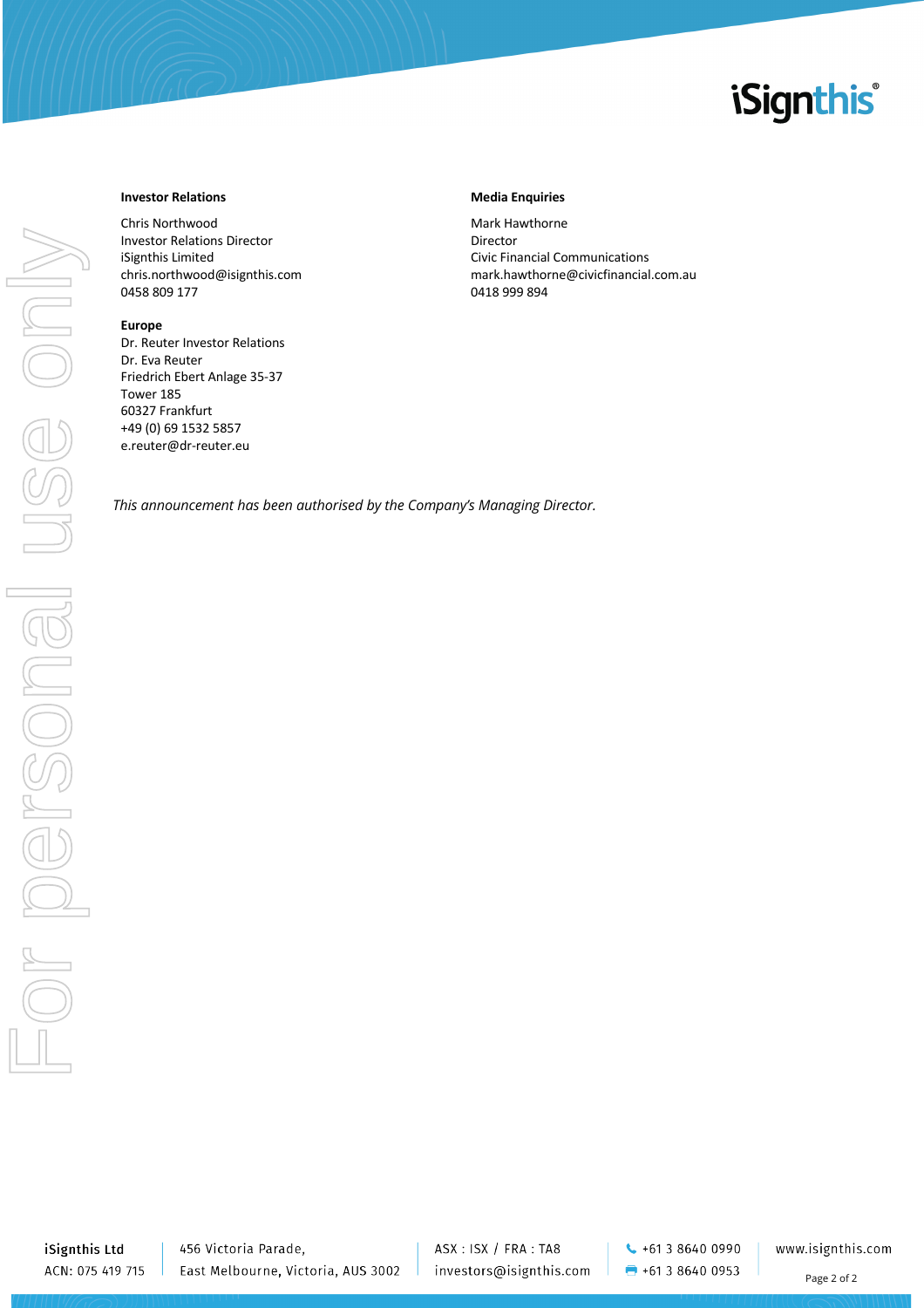**Investor Relations**

Chris Northwood
Investor Relations Director
iSignthis Limited
chris.northwood@isignthis.com
0458 809 177

**Europe**
Dr. Reuter Investor Relations
Dr. Eva Reuter
Friedrich Ebert Anlage 35-37
Tower 185
60327 Frankfurt
+49 (0) 69 1532 5857
e.reuter@dr-reuter.eu

**Media Enquiries**

Mark Hawthorne
Director
Civic Financial Communications
mark.hawthorne@civicfinancial.com.au
0418 999 894

*This announcement has been authorised by the Company's Managing Director.*